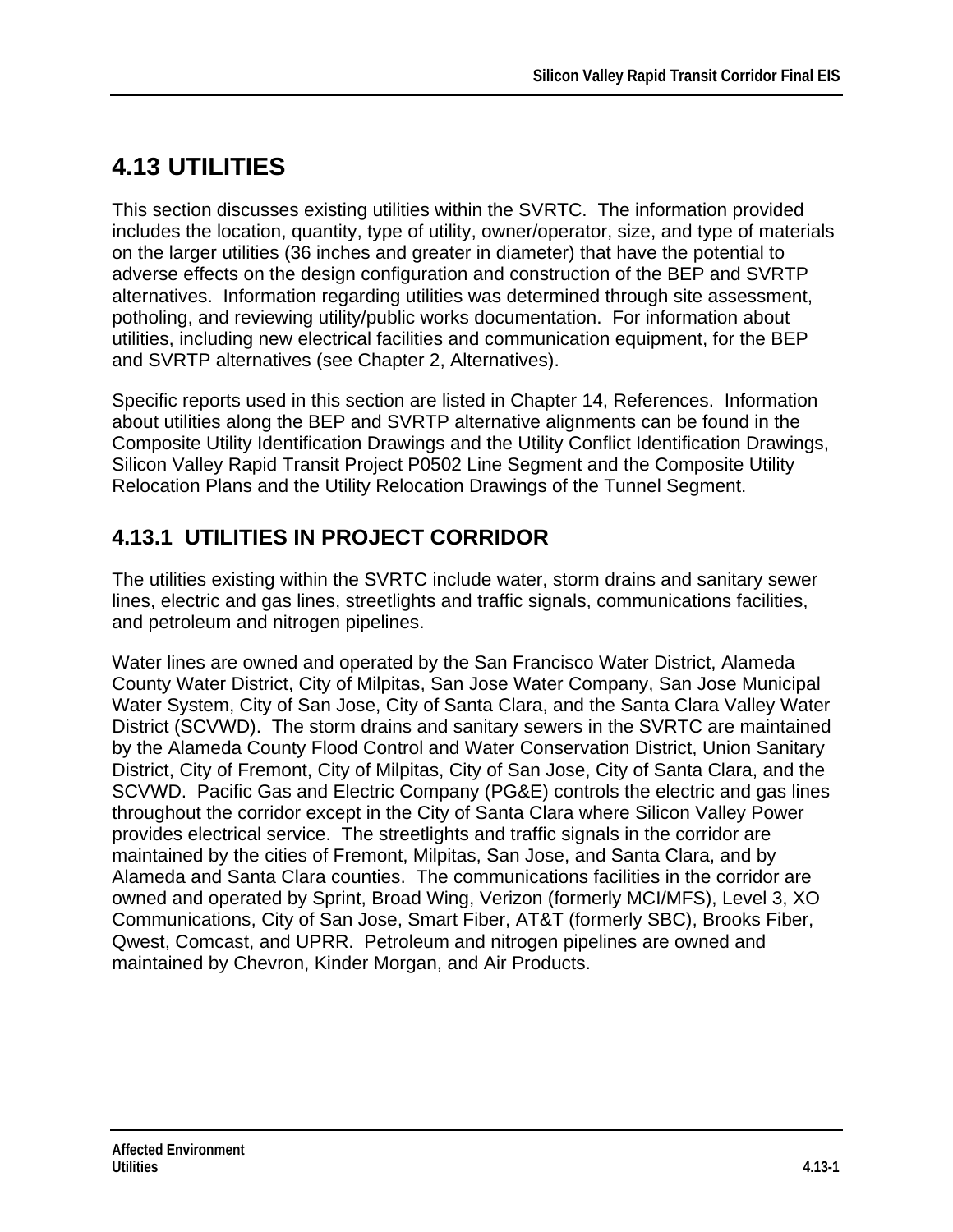# 4.13 UTILITIES

This section discusses existing utilities within the SVRTC. The information provided includes the location, quantity, type of utility, owner/operator, size, and type of materials on the larger utilities (36 inches and greater in diameter) that have the potential to adverse effects on the design configuration and construction of the BEP and SVRTP alternatives. Information regarding utilities was determined through site assessment, potholing, and reviewing utility/public works documentation. For information about utilities, including new electrical facilities and communication equipment, for the BEP and SVRTP alternatives (see Chapter 2, Alternatives).

Specific reports used in this section are listed in Chapter 14, References. Information about utilities along the BEP and SVRTP alternative alignments can be found in the Composite Utility Identification Drawings and the Utility Conflict Identification Drawings, Silicon Valley Rapid Transit Project P0502 Line Segment and the Composite Utility Relocation Plans and the Utility Relocation Drawings of the Tunnel Segment.

## 4.13.1 UTILITIES IN PROJECT CORRIDOR

The utilities existing within the SVRTC include water, storm drains and sanitary sewer lines, electric and gas lines, streetlights and traffic signals, communications facilities, and petroleum and nitrogen pipelines.

Water lines are owned and operated by the San Francisco Water District, Alameda County Water District, City of Milpitas, San Jose Water Company, San Jose Municipal Water System, City of San Jose, City of Santa Clara, and the Santa Clara Valley Water District (SCVWD). The storm drains and sanitary sewers in the SVRTC are maintained by the Alameda County Flood Control and Water Conservation District, Union Sanitary District, City of Fremont, City of Milpitas, City of San Jose, City of Santa Clara, and the SCVWD. Pacific Gas and Electric Company (PG&E) controls the electric and gas lines throughout the corridor except in the City of Santa Clara where Silicon Valley Power provides electrical service. The streetlights and traffic signals in the corridor are maintained by the cities of Fremont, Milpitas, San Jose, and Santa Clara, and by Alameda and Santa Clara counties. The communications facilities in the corridor are owned and operated by Sprint, Broad Wing, Verizon (formerly MCI/MFS), Level 3, XO Communications, City of San Jose, Smart Fiber, AT&T (formerly SBC), Brooks Fiber, Qwest, Comcast, and UPRR. Petroleum and nitrogen pipelines are owned and maintained by Chevron, Kinder Morgan, and Air Products.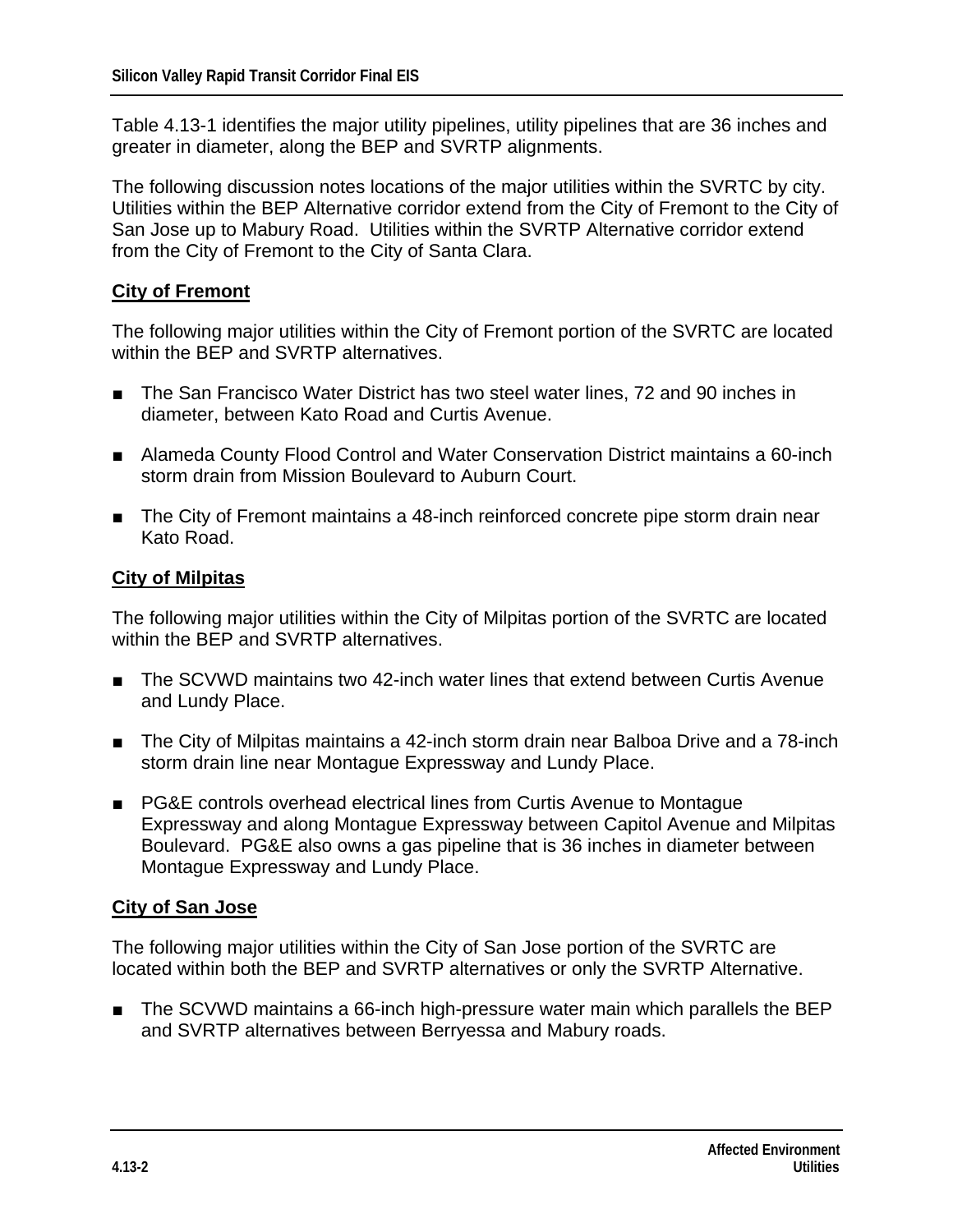Table 4.13-1 identifies the major utility pipelines, utility pipelines that are 36 inches and greater in diameter, along the BEP and SVRTP alignments.

The following discussion notes locations of the major utilities within the SVRTC by city. Utilities within the BEP Alternative corridor extend from the City of Fremont to the City of San Jose up to Mabury Road. Utilities within the SVRTP Alternative corridor extend from the City of Fremont to the City of Santa Clara.

**City of Fremont**

The following major utilities within the City of Fremont portion of the SVRTC are located within the BEP and SVRTP alternatives.

- The San Francisco Water District has two steel water lines, 72 and 90 inches in diameter, between Kato Road and Curtis Avenue.
- Alameda County Flood Control and Water Conservation District maintains a 60-inch storm drain from Mission Boulevard to Auburn Court.
- The City of Fremont maintains a 48-inch reinforced concrete pipe storm drain near Kato Road.

**City of Milpitas**

The following major utilities within the City of Milpitas portion of the SVRTC are located within the BEP and SVRTP alternatives.

- The SCVWD maintains two 42-inch water lines that extend between Curtis Avenue and Lundy Place.
- The City of Milpitas maintains a 42-inch storm drain near Balboa Drive and a 78-inch storm drain line near Montague Expressway and Lundy Place.
- PG&E controls overhead electrical lines from Curtis Avenue to Montague Expressway and along Montague Expressway between Capitol Avenue and Milpitas Boulevard. PG&E also owns a gas pipeline that is 36 inches in diameter between Montague Expressway and Lundy Place.

**City of San Jose**

The following major utilities within the City of San Jose portion of the SVRTC are located within both the BEP and SVRTP alternatives or only the SVRTP Alternative.

- The SCVWD maintains a 66-inch high-pressure water main which parallels the BEP and SVRTP alternatives between Berryessa and Mabury roads.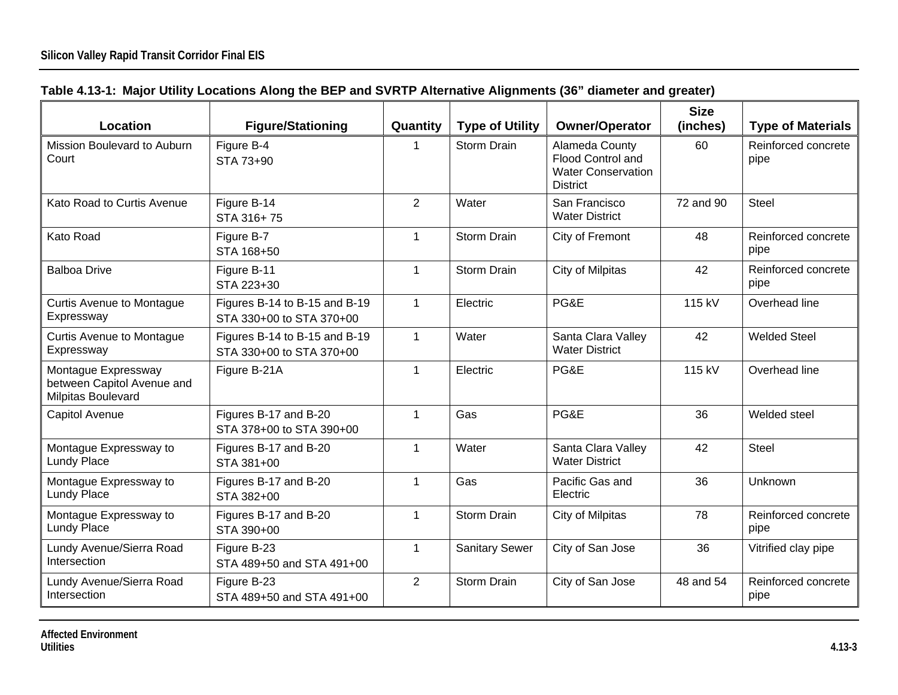**Table 4.13-1: Major Utility Locations Along the BEP and SVRTP Alternative Alignments (36" diameter and greater)**

| Location | Figure/Stationing | Quantity | Type of Utility | Owner/Operator | Size (inches) | Type of Materials |
|---|---|---|---|---|---|---|
| Mission Boulevard to Auburn Court | Figure B-4<br>STA 73+90 | 1 | Storm Drain | Alameda County Flood Control and Water Conservation District | 60 | Reinforced concrete pipe |
| Kato Road to Curtis Avenue | Figure B-14<br>STA 316+ 75 | 2 | Water | San Francisco Water District | 72 and 90 | Steel |
| Kato Road | Figure B-7<br>STA 168+50 | 1 | Storm Drain | City of Fremont | 48 | Reinforced concrete pipe |
| Balboa Drive | Figure B-11<br>STA 223+30 | 1 | Storm Drain | City of Milpitas | 42 | Reinforced concrete pipe |
| Curtis Avenue to Montague Expressway | Figures B-14 to B-15 and B-19<br>STA 330+00 to STA 370+00 | 1 | Electric | PG&E | 115 kV | Overhead line |
| Curtis Avenue to Montague Expressway | Figures B-14 to B-15 and B-19<br>STA 330+00 to STA 370+00 | 1 | Water | Santa Clara Valley Water District | 42 | Welded Steel |
| Montague Expressway between Capitol Avenue and Milpitas Boulevard | Figure B-21A | 1 | Electric | PG&E | 115 kV | Overhead line |
| Capitol Avenue | Figures B-17 and B-20<br>STA 378+00 to STA 390+00 | 1 | Gas | PG&E | 36 | Welded steel |
| Montague Expressway to Lundy Place | Figures B-17 and B-20<br>STA 381+00 | 1 | Water | Santa Clara Valley Water District | 42 | Steel |
| Montague Expressway to Lundy Place | Figures B-17 and B-20<br>STA 382+00 | 1 | Gas | Pacific Gas and Electric | 36 | Unknown |
| Montague Expressway to Lundy Place | Figures B-17 and B-20<br>STA 390+00 | 1 | Storm Drain | City of Milpitas | 78 | Reinforced concrete pipe |
| Lundy Avenue/Sierra Road Intersection | Figure B-23<br>STA 489+50 and STA 491+00 | 1 | Sanitary Sewer | City of San Jose | 36 | Vitrified clay pipe |
| Lundy Avenue/Sierra Road Intersection | Figure B-23<br>STA 489+50 and STA 491+00 | 2 | Storm Drain | City of San Jose | 48 and 54 | Reinforced concrete pipe |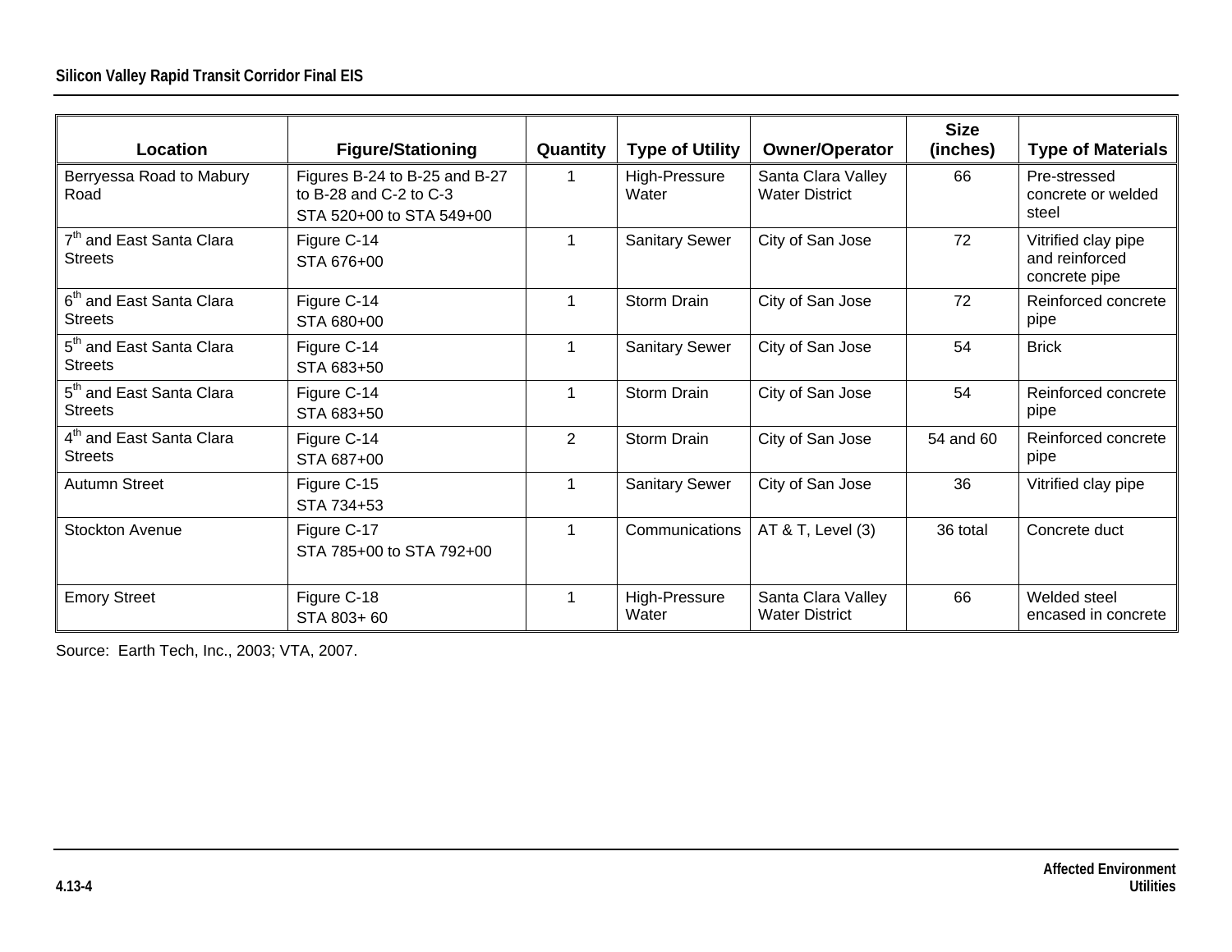| Location | Figure/Stationing | Quantity | Type of Utility | Owner/Operator | Size (inches) | Type of Materials |
|---|---|---|---|---|---|---|
| Berryessa Road to Mabury Road | Figures B-24 to B-25 and B-27 to B-28 and C-2 to C-3 STA 520+00 to STA 549+00 | 1 | High-Pressure Water | Santa Clara Valley Water District | 66 | Pre-stressed concrete or welded steel |
| 7th and East Santa Clara Streets | Figure C-14 STA 676+00 | 1 | Sanitary Sewer | City of San Jose | 72 | Vitrified clay pipe and reinforced concrete pipe |
| 6th and East Santa Clara Streets | Figure C-14 STA 680+00 | 1 | Storm Drain | City of San Jose | 72 | Reinforced concrete pipe |
| 5th and East Santa Clara Streets | Figure C-14 STA 683+50 | 1 | Sanitary Sewer | City of San Jose | 54 | Brick |
| 5th and East Santa Clara Streets | Figure C-14 STA 683+50 | 1 | Storm Drain | City of San Jose | 54 | Reinforced concrete pipe |
| 4th and East Santa Clara Streets | Figure C-14 STA 687+00 | 2 | Storm Drain | City of San Jose | 54 and 60 | Reinforced concrete pipe |
| Autumn Street | Figure C-15 STA 734+53 | 1 | Sanitary Sewer | City of San Jose | 36 | Vitrified clay pipe |
| Stockton Avenue | Figure C-17 STA 785+00 to STA 792+00 | 1 | Communications | AT & T, Level (3) | 36 total | Concrete duct |
| Emory Street | Figure C-18 STA 803+ 60 | 1 | High-Pressure Water | Santa Clara Valley Water District | 66 | Welded steel encased in concrete |

Source: Earth Tech, Inc., 2003; VTA, 2007.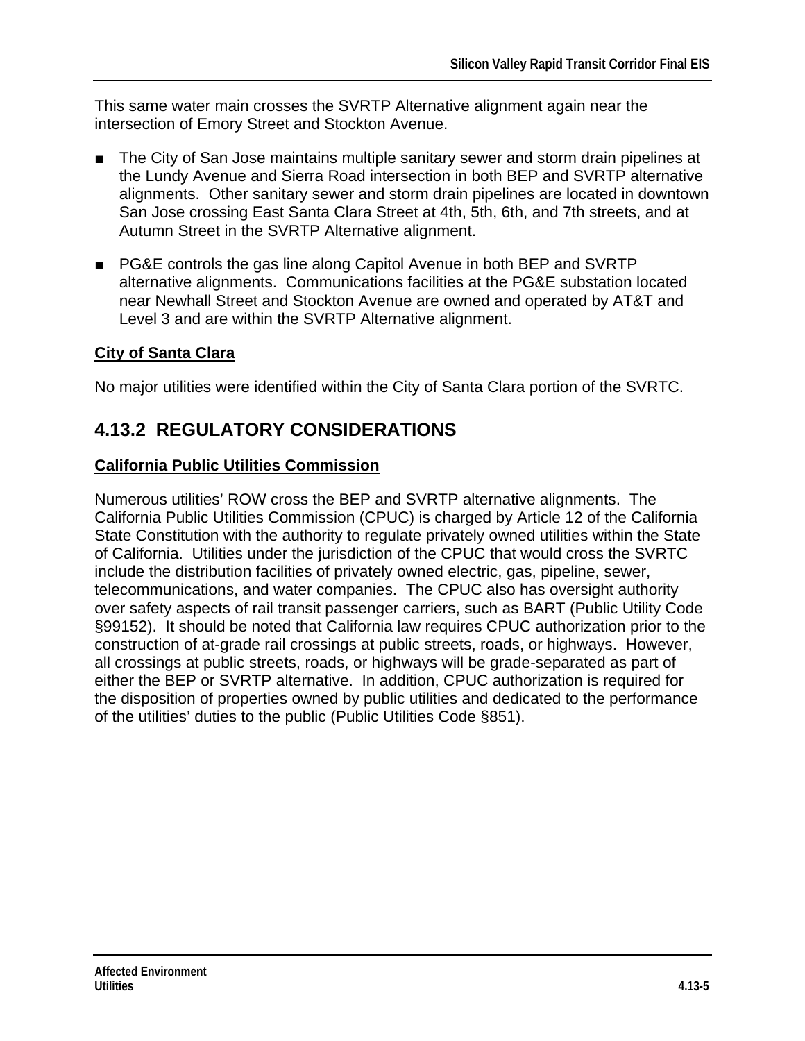This same water main crosses the SVRTP Alternative alignment again near the intersection of Emory Street and Stockton Avenue.

- The City of San Jose maintains multiple sanitary sewer and storm drain pipelines at the Lundy Avenue and Sierra Road intersection in both BEP and SVRTP alternative alignments. Other sanitary sewer and storm drain pipelines are located in downtown San Jose crossing East Santa Clara Street at 4th, 5th, 6th, and 7th streets, and at Autumn Street in the SVRTP Alternative alignment.

- PG&E controls the gas line along Capitol Avenue in both BEP and SVRTP alternative alignments. Communications facilities at the PG&E substation located near Newhall Street and Stockton Avenue are owned and operated by AT&T and Level 3 and are within the SVRTP Alternative alignment.

**City of Santa Clara**

No major utilities were identified within the City of Santa Clara portion of the SVRTC.

## 4.13.2 REGULATORY CONSIDERATIONS

**California Public Utilities Commission**

Numerous utilities' ROW cross the BEP and SVRTP alternative alignments. The California Public Utilities Commission (CPUC) is charged by Article 12 of the California State Constitution with the authority to regulate privately owned utilities within the State of California. Utilities under the jurisdiction of the CPUC that would cross the SVRTC include the distribution facilities of privately owned electric, gas, pipeline, sewer, telecommunications, and water companies. The CPUC also has oversight authority over safety aspects of rail transit passenger carriers, such as BART (Public Utility Code §99152). It should be noted that California law requires CPUC authorization prior to the construction of at-grade rail crossings at public streets, roads, or highways. However, all crossings at public streets, roads, or highways will be grade-separated as part of either the BEP or SVRTP alternative. In addition, CPUC authorization is required for the disposition of properties owned by public utilities and dedicated to the performance of the utilities' duties to the public (Public Utilities Code §851).